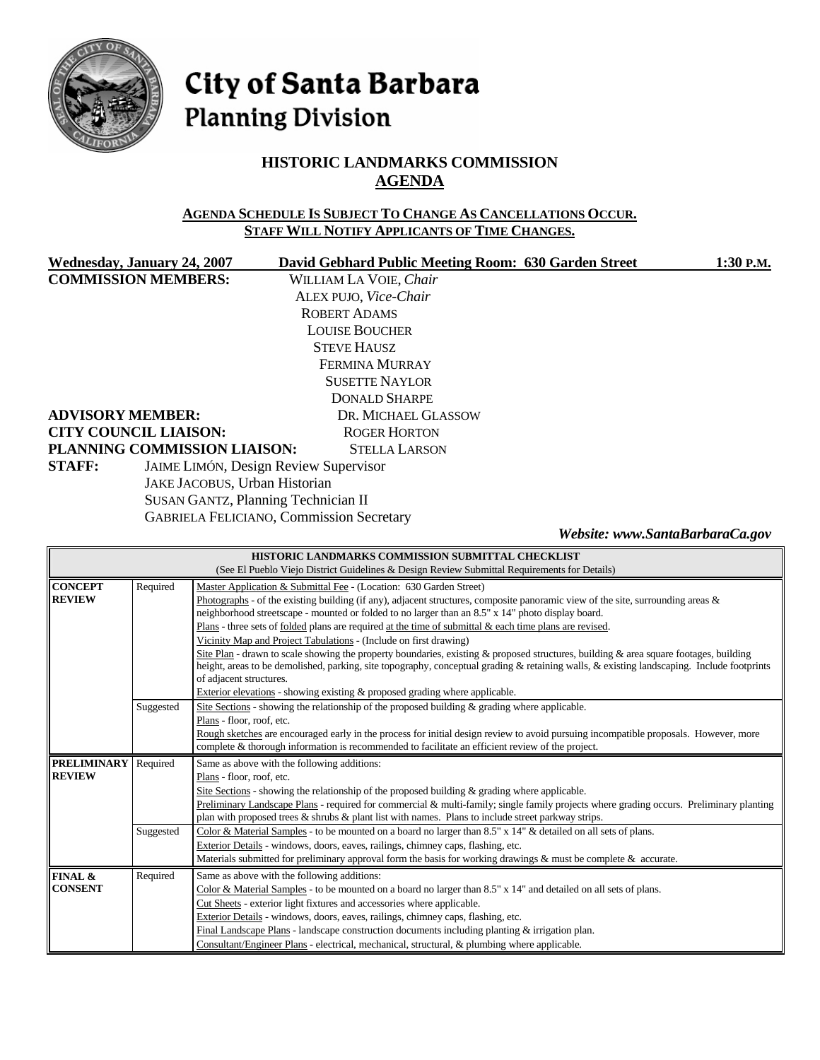# City of Santa Barbara
## Planning Division

## HISTORIC LANDMARKS COMMISSION
## AGENDA

**AGENDA SCHEDULE IS SUBJECT TO CHANGE AS CANCELLATIONS OCCUR.**
**STAFF WILL NOTIFY APPLICANTS OF TIME CHANGES.**

**Wednesday, January 24, 2007** **David Gebhard Public Meeting Room: 630 Garden Street** **1:30 P.M.**

**COMMISSION MEMBERS:**
WILLIAM LA VOIE, *Chair*
ALEX PUJO, *Vice-Chair*
ROBERT ADAMS
LOUISE BOUCHER
STEVE HAUSZ
FERMINA MURRAY
SUSETTE NAYLOR
DONALD SHARPE

**ADVISORY MEMBER:** DR. MICHAEL GLASSOW
**CITY COUNCIL LIAISON:** ROGER HORTON
**PLANNING COMMISSION LIAISON:** STELLA LARSON
**STAFF:**
JAIME LIMÓN, Design Review Supervisor
JAKE JACOBUS, Urban Historian
SUSAN GANTZ, Planning Technician II
GABRIELA FELICIANO, Commission Secretary

***Website: www.SantaBarbaraCa.gov***

| **HISTORIC LANDMARKS COMMISSION SUBMITTAL CHECKLIST** (See El Pueblo Viejo District Guidelines & Design Review Submittal Requirements for Details) | | |
|---|---|---|
| **CONCEPT REVIEW** | Required | Master Application & Submittal Fee - (Location: 630 Garden Street)<br>Photographs - of the existing building (if any), adjacent structures, composite panoramic view of the site, surrounding areas & neighborhood streetscape - mounted or folded to no larger than an 8.5" x 14" photo display board.<br>Plans - three sets of folded plans are required at the time of submittal & each time plans are revised.<br>Vicinity Map and Project Tabulations - (Include on first drawing)<br>Site Plan - drawn to scale showing the property boundaries, existing & proposed structures, building & area square footages, building height, areas to be demolished, parking, site topography, conceptual grading & retaining walls, & existing landscaping. Include footprints of adjacent structures.<br>Exterior elevations - showing existing & proposed grading where applicable. |
| | Suggested | Site Sections - showing the relationship of the proposed building & grading where applicable.<br>Plans - floor, roof, etc.<br>Rough sketches are encouraged early in the process for initial design review to avoid pursuing incompatible proposals. However, more complete & thorough information is recommended to facilitate an efficient review of the project. |
| **PRELIMINARY REVIEW** | Required | Same as above with the following additions:<br>Plans - floor, roof, etc.<br>Site Sections - showing the relationship of the proposed building & grading where applicable.<br>Preliminary Landscape Plans - required for commercial & multi-family; single family projects where grading occurs. Preliminary planting plan with proposed trees & shrubs & plant list with names. Plans to include street parkway strips. |
| | Suggested | Color & Material Samples - to be mounted on a board no larger than 8.5" x 14" & detailed on all sets of plans.<br>Exterior Details - windows, doors, eaves, railings, chimney caps, flashing, etc.<br>Materials submitted for preliminary approval form the basis for working drawings & must be complete & accurate. |
| **FINAL & CONSENT** | Required | Same as above with the following additions:<br>Color & Material Samples - to be mounted on a board no larger than 8.5" x 14" and detailed on all sets of plans.<br>Cut Sheets - exterior light fixtures and accessories where applicable.<br>Exterior Details - windows, doors, eaves, railings, chimney caps, flashing, etc.<br>Final Landscape Plans - landscape construction documents including planting & irrigation plan.<br>Consultant/Engineer Plans - electrical, mechanical, structural, & plumbing where applicable. |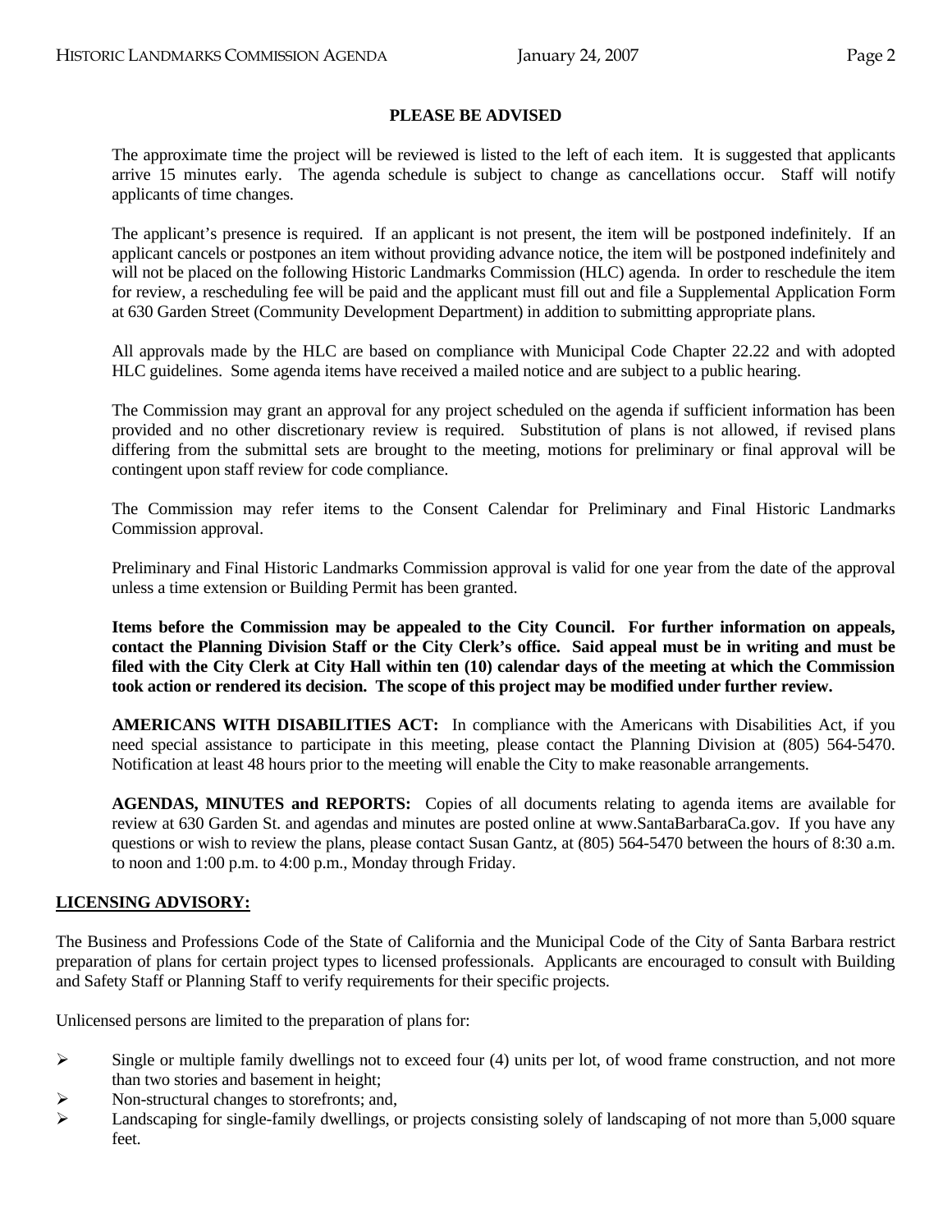**PLEASE BE ADVISED**

The approximate time the project will be reviewed is listed to the left of each item. It is suggested that applicants arrive 15 minutes early. The agenda schedule is subject to change as cancellations occur. Staff will notify applicants of time changes.

The applicant's presence is required. If an applicant is not present, the item will be postponed indefinitely. If an applicant cancels or postpones an item without providing advance notice, the item will be postponed indefinitely and will not be placed on the following Historic Landmarks Commission (HLC) agenda. In order to reschedule the item for review, a rescheduling fee will be paid and the applicant must fill out and file a Supplemental Application Form at 630 Garden Street (Community Development Department) in addition to submitting appropriate plans.

All approvals made by the HLC are based on compliance with Municipal Code Chapter 22.22 and with adopted HLC guidelines. Some agenda items have received a mailed notice and are subject to a public hearing.

The Commission may grant an approval for any project scheduled on the agenda if sufficient information has been provided and no other discretionary review is required. Substitution of plans is not allowed, if revised plans differing from the submittal sets are brought to the meeting, motions for preliminary or final approval will be contingent upon staff review for code compliance.

The Commission may refer items to the Consent Calendar for Preliminary and Final Historic Landmarks Commission approval.

Preliminary and Final Historic Landmarks Commission approval is valid for one year from the date of the approval unless a time extension or Building Permit has been granted.

**Items before the Commission may be appealed to the City Council. For further information on appeals, contact the Planning Division Staff or the City Clerk's office. Said appeal must be in writing and must be filed with the City Clerk at City Hall within ten (10) calendar days of the meeting at which the Commission took action or rendered its decision. The scope of this project may be modified under further review.**

**AMERICANS WITH DISABILITIES ACT:** In compliance with the Americans with Disabilities Act, if you need special assistance to participate in this meeting, please contact the Planning Division at (805) 564-5470. Notification at least 48 hours prior to the meeting will enable the City to make reasonable arrangements.

**AGENDAS, MINUTES and REPORTS:** Copies of all documents relating to agenda items are available for review at 630 Garden St. and agendas and minutes are posted online at www.SantaBarbaraCa.gov. If you have any questions or wish to review the plans, please contact Susan Gantz, at (805) 564-5470 between the hours of 8:30 a.m. to noon and 1:00 p.m. to 4:00 p.m., Monday through Friday.

**LICENSING ADVISORY:**

The Business and Professions Code of the State of California and the Municipal Code of the City of Santa Barbara restrict preparation of plans for certain project types to licensed professionals. Applicants are encouraged to consult with Building and Safety Staff or Planning Staff to verify requirements for their specific projects.

Unlicensed persons are limited to the preparation of plans for:

- Single or multiple family dwellings not to exceed four (4) units per lot, of wood frame construction, and not more than two stories and basement in height;
- Non-structural changes to storefronts; and,
- Landscaping for single-family dwellings, or projects consisting solely of landscaping of not more than 5,000 square feet.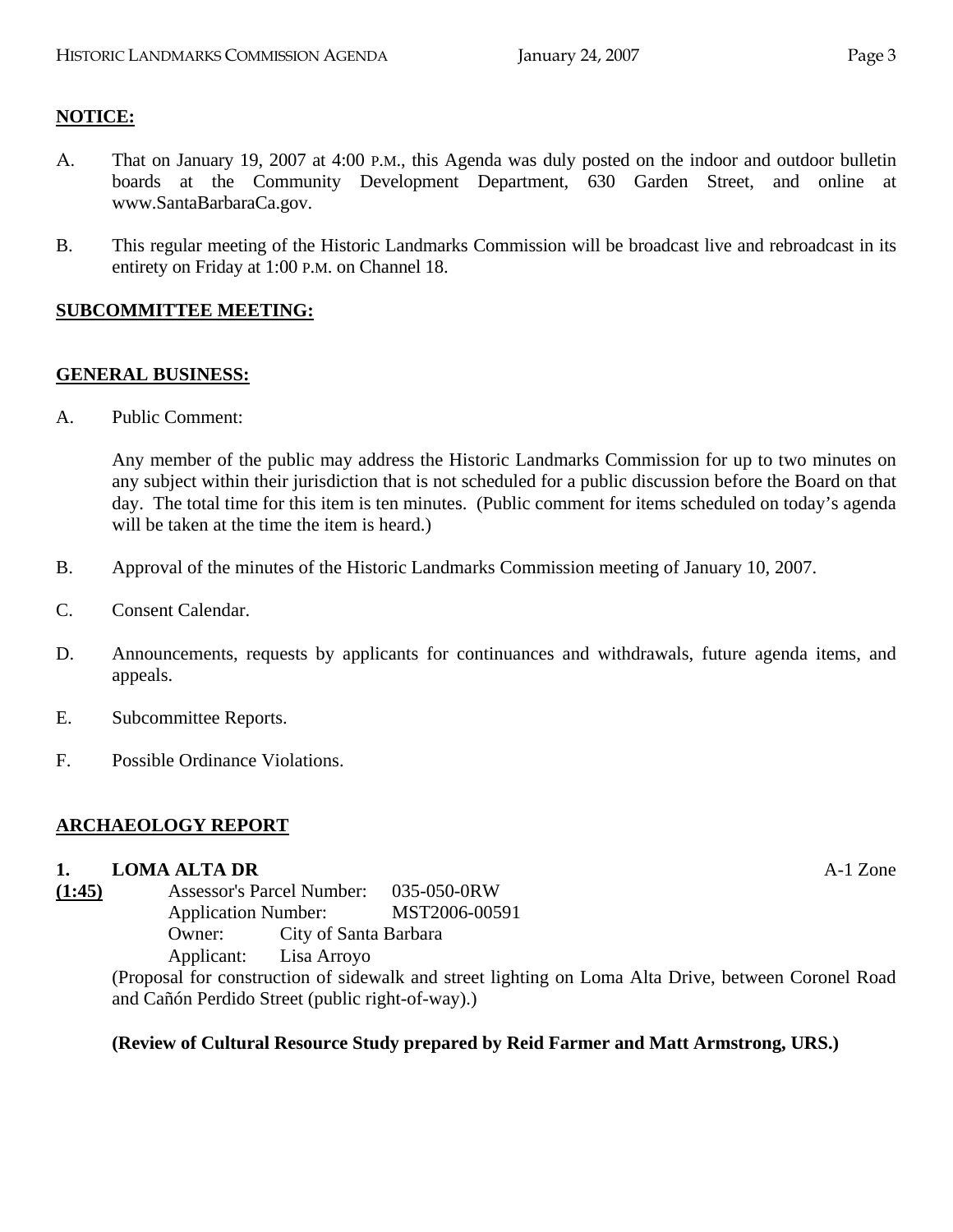**NOTICE:**

A. That on January 19, 2007 at 4:00 P.M., this Agenda was duly posted on the indoor and outdoor bulletin boards at the Community Development Department, 630 Garden Street, and online at www.SantaBarbaraCa.gov.

B. This regular meeting of the Historic Landmarks Commission will be broadcast live and rebroadcast in its entirety on Friday at 1:00 P.M. on Channel 18.

**SUBCOMMITTEE MEETING:**

**GENERAL BUSINESS:**

A. Public Comment:

Any member of the public may address the Historic Landmarks Commission for up to two minutes on any subject within their jurisdiction that is not scheduled for a public discussion before the Board on that day. The total time for this item is ten minutes. (Public comment for items scheduled on today's agenda will be taken at the time the item is heard.)

B. Approval of the minutes of the Historic Landmarks Commission meeting of January 10, 2007.

C. Consent Calendar.

D. Announcements, requests by applicants for continuances and withdrawals, future agenda items, and appeals.

E. Subcommittee Reports.

F. Possible Ordinance Violations.

**ARCHAEOLOGY REPORT**

**1. LOMA ALTA DR** A-1 Zone

**(1:45)**
Assessor's Parcel Number: 035-050-0RW
Application Number: MST2006-00591
Owner: City of Santa Barbara
Applicant: Lisa Arroyo

(Proposal for construction of sidewalk and street lighting on Loma Alta Drive, between Coronel Road and Cañón Perdido Street (public right-of-way).)

**(Review of Cultural Resource Study prepared by Reid Farmer and Matt Armstrong, URS.)**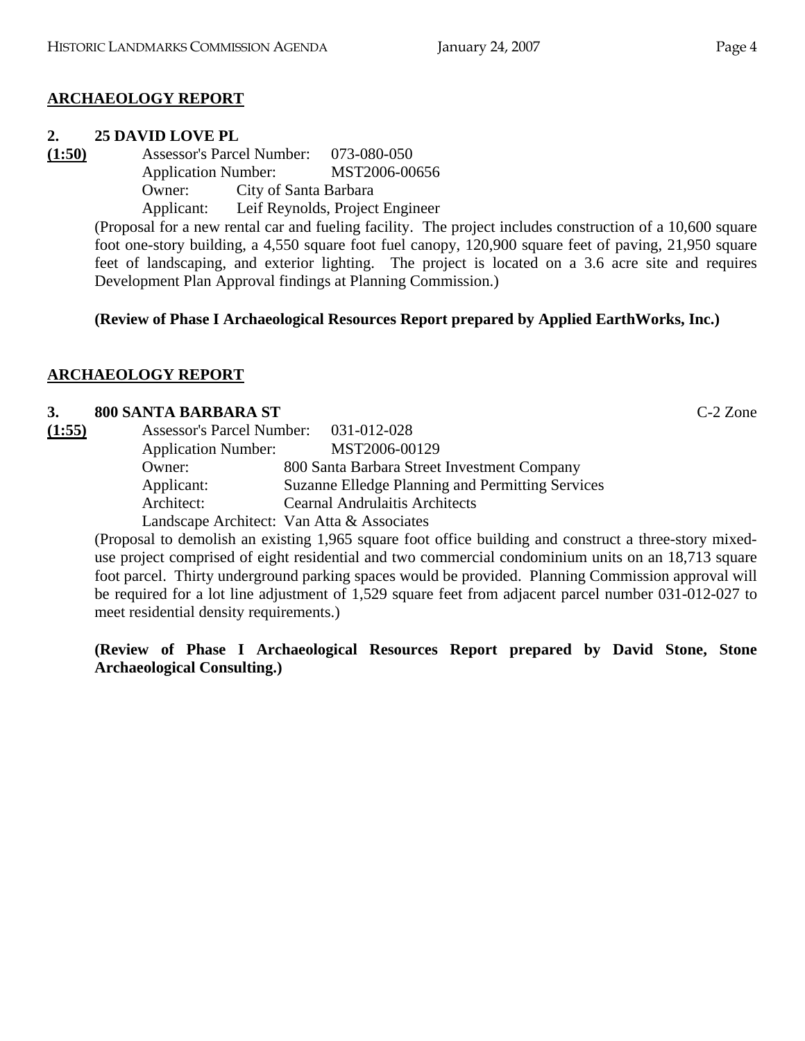## ARCHAEOLOGY REPORT

**2. 25 DAVID LOVE PL**

**(1:50)**

Assessor's Parcel Number: 073-080-050
Application Number: MST2006-00656
Owner: City of Santa Barbara
Applicant: Leif Reynolds, Project Engineer

(Proposal for a new rental car and fueling facility. The project includes construction of a 10,600 square foot one-story building, a 4,550 square foot fuel canopy, 120,900 square feet of paving, 21,950 square feet of landscaping, and exterior lighting. The project is located on a 3.6 acre site and requires Development Plan Approval findings at Planning Commission.)

**(Review of Phase I Archaeological Resources Report prepared by Applied EarthWorks, Inc.)**

## ARCHAEOLOGY REPORT

**3. 800 SANTA BARBARA ST** C-2 Zone

**(1:55)**

Assessor's Parcel Number: 031-012-028
Application Number: MST2006-00129
Owner: 800 Santa Barbara Street Investment Company
Applicant: Suzanne Elledge Planning and Permitting Services
Architect: Cearnal Andrulaitis Architects
Landscape Architect: Van Atta & Associates

(Proposal to demolish an existing 1,965 square foot office building and construct a three-story mixed-use project comprised of eight residential and two commercial condominium units on an 18,713 square foot parcel. Thirty underground parking spaces would be provided. Planning Commission approval will be required for a lot line adjustment of 1,529 square feet from adjacent parcel number 031-012-027 to meet residential density requirements.)

**(Review of Phase I Archaeological Resources Report prepared by David Stone, Stone Archaeological Consulting.)**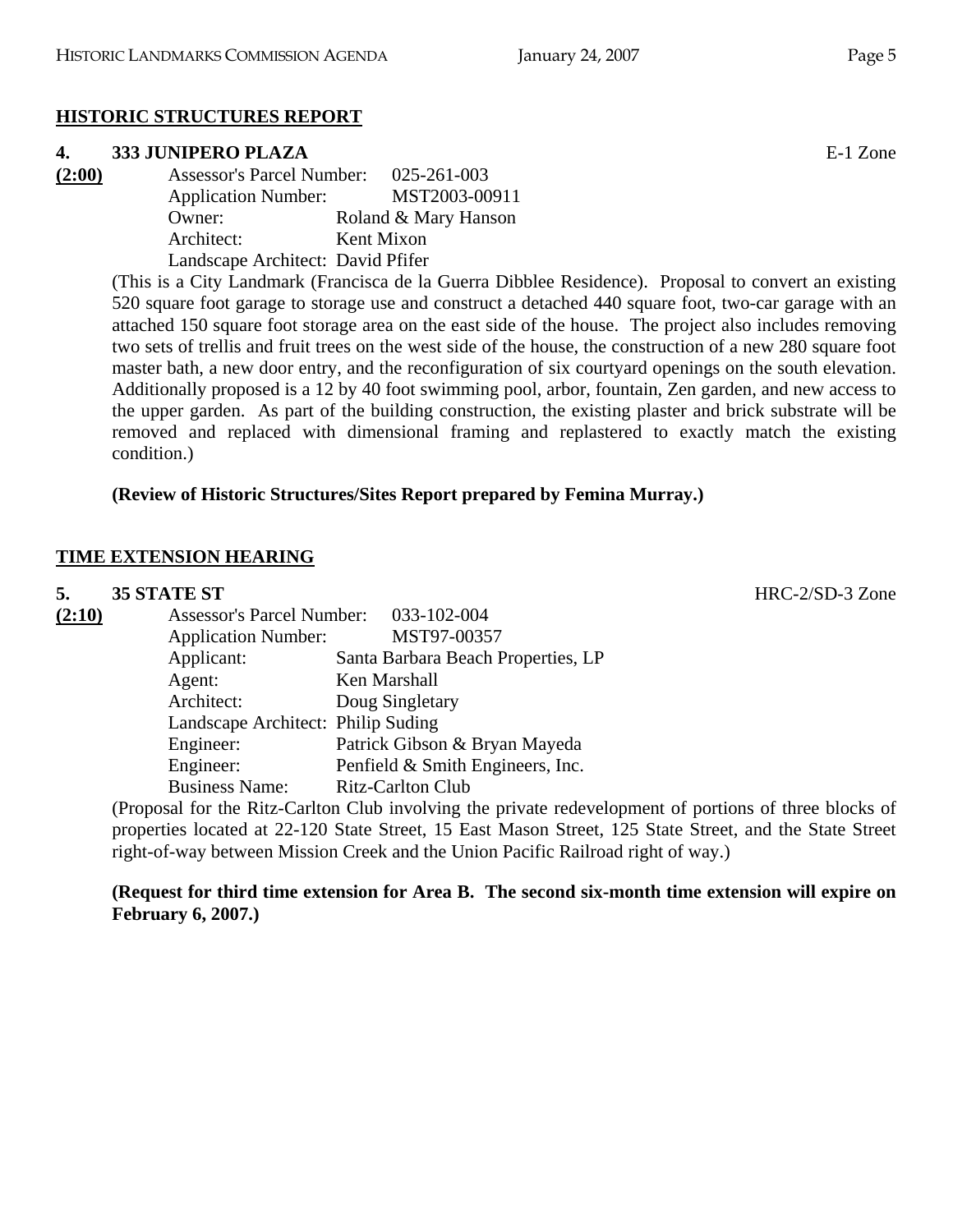## HISTORIC STRUCTURES REPORT

**4. 333 JUNIPERO PLAZA** E-1 Zone

**(2:00)**

Assessor's Parcel Number: 025-261-003
Application Number: MST2003-00911
Owner: Roland & Mary Hanson
Architect: Kent Mixon
Landscape Architect: David Pfifer

(This is a City Landmark (Francisca de la Guerra Dibblee Residence). Proposal to convert an existing 520 square foot garage to storage use and construct a detached 440 square foot, two-car garage with an attached 150 square foot storage area on the east side of the house. The project also includes removing two sets of trellis and fruit trees on the west side of the house, the construction of a new 280 square foot master bath, a new door entry, and the reconfiguration of six courtyard openings on the south elevation. Additionally proposed is a 12 by 40 foot swimming pool, arbor, fountain, Zen garden, and new access to the upper garden. As part of the building construction, the existing plaster and brick substrate will be removed and replaced with dimensional framing and replastered to exactly match the existing condition.)

**(Review of Historic Structures/Sites Report prepared by Femina Murray.)**

## TIME EXTENSION HEARING

**5. 35 STATE ST** HRC-2/SD-3 Zone

**(2:10)**

Assessor's Parcel Number: 033-102-004
Application Number: MST97-00357
Applicant: Santa Barbara Beach Properties, LP
Agent: Ken Marshall
Architect: Doug Singletary
Landscape Architect: Philip Suding
Engineer: Patrick Gibson & Bryan Mayeda
Engineer: Penfield & Smith Engineers, Inc.
Business Name: Ritz-Carlton Club

(Proposal for the Ritz-Carlton Club involving the private redevelopment of portions of three blocks of properties located at 22-120 State Street, 15 East Mason Street, 125 State Street, and the State Street right-of-way between Mission Creek and the Union Pacific Railroad right of way.)

**(Request for third time extension for Area B. The second six-month time extension will expire on February 6, 2007.)**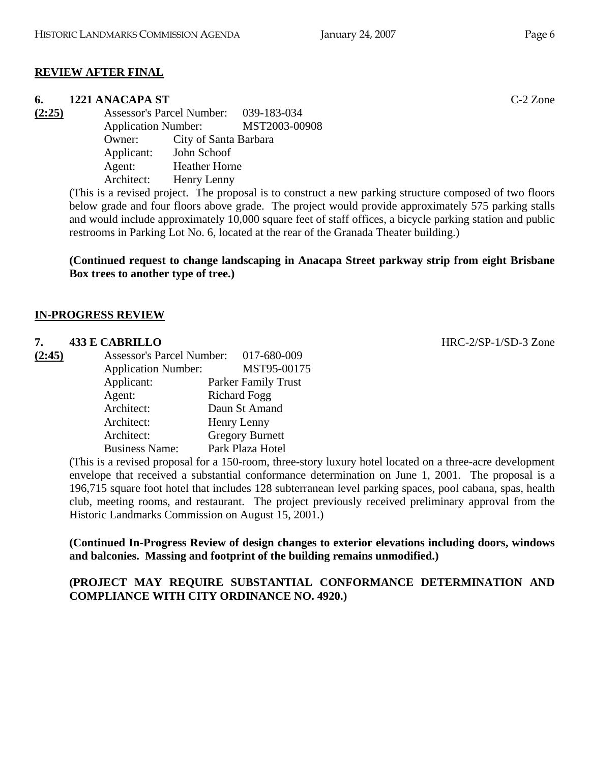## REVIEW AFTER FINAL

**6. 1221 ANACAPA ST** C-2 Zone

**(2:25)**

Assessor's Parcel Number: 039-183-034
Application Number: MST2003-00908
Owner: City of Santa Barbara
Applicant: John Schoof
Agent: Heather Horne
Architect: Henry Lenny

(This is a revised project. The proposal is to construct a new parking structure composed of two floors below grade and four floors above grade. The project would provide approximately 575 parking stalls and would include approximately 10,000 square feet of staff offices, a bicycle parking station and public restrooms in Parking Lot No. 6, located at the rear of the Granada Theater building.)

**(Continued request to change landscaping in Anacapa Street parkway strip from eight Brisbane Box trees to another type of tree.)**

## IN-PROGRESS REVIEW

**7. 433 E CABRILLO** HRC-2/SP-1/SD-3 Zone

**(2:45)**

Assessor's Parcel Number: 017-680-009
Application Number: MST95-00175
Applicant: Parker Family Trust
Agent: Richard Fogg
Architect: Daun St Amand
Architect: Henry Lenny
Architect: Gregory Burnett
Business Name: Park Plaza Hotel

(This is a revised proposal for a 150-room, three-story luxury hotel located on a three-acre development envelope that received a substantial conformance determination on June 1, 2001. The proposal is a 196,715 square foot hotel that includes 128 subterranean level parking spaces, pool cabana, spas, health club, meeting rooms, and restaurant. The project previously received preliminary approval from the Historic Landmarks Commission on August 15, 2001.)

**(Continued In-Progress Review of design changes to exterior elevations including doors, windows and balconies. Massing and footprint of the building remains unmodified.)**

**(PROJECT MAY REQUIRE SUBSTANTIAL CONFORMANCE DETERMINATION AND COMPLIANCE WITH CITY ORDINANCE NO. 4920.)**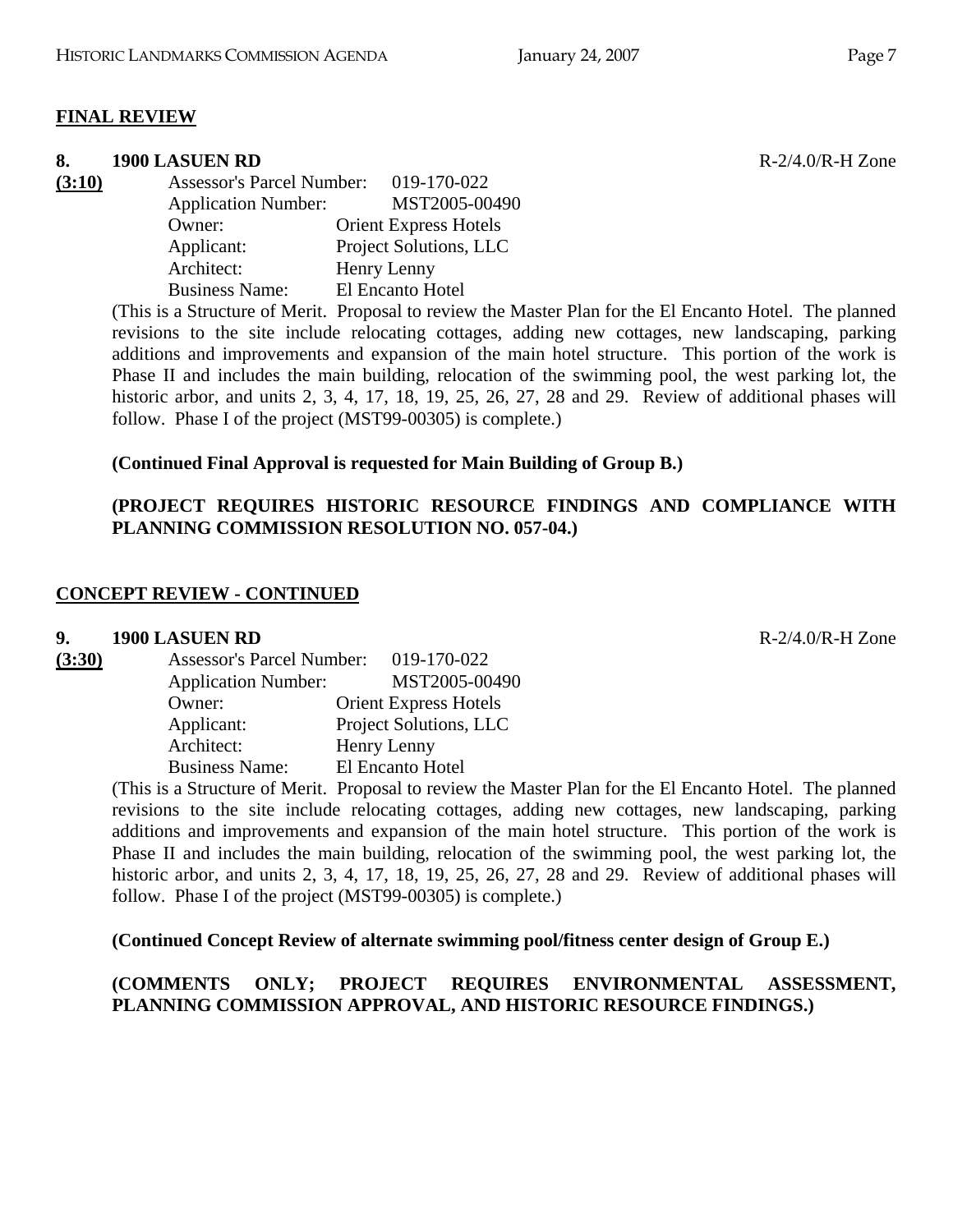## FINAL REVIEW

**8. 1900 LASUEN RD** R-2/4.0/R-H Zone

**(3:10)**

Assessor's Parcel Number: 019-170-022
Application Number: MST2005-00490
Owner: Orient Express Hotels
Applicant: Project Solutions, LLC
Architect: Henry Lenny
Business Name: El Encanto Hotel

(This is a Structure of Merit. Proposal to review the Master Plan for the El Encanto Hotel. The planned revisions to the site include relocating cottages, adding new cottages, new landscaping, parking additions and improvements and expansion of the main hotel structure. This portion of the work is Phase II and includes the main building, relocation of the swimming pool, the west parking lot, the historic arbor, and units 2, 3, 4, 17, 18, 19, 25, 26, 27, 28 and 29. Review of additional phases will follow. Phase I of the project (MST99-00305) is complete.)

**(Continued Final Approval is requested for Main Building of Group B.)**

**(PROJECT REQUIRES HISTORIC RESOURCE FINDINGS AND COMPLIANCE WITH PLANNING COMMISSION RESOLUTION NO. 057-04.)**

## CONCEPT REVIEW - CONTINUED

**9. 1900 LASUEN RD** R-2/4.0/R-H Zone

**(3:30)**

Assessor's Parcel Number: 019-170-022
Application Number: MST2005-00490
Owner: Orient Express Hotels
Applicant: Project Solutions, LLC
Architect: Henry Lenny
Business Name: El Encanto Hotel

(This is a Structure of Merit. Proposal to review the Master Plan for the El Encanto Hotel. The planned revisions to the site include relocating cottages, adding new cottages, new landscaping, parking additions and improvements and expansion of the main hotel structure. This portion of the work is Phase II and includes the main building, relocation of the swimming pool, the west parking lot, the historic arbor, and units 2, 3, 4, 17, 18, 19, 25, 26, 27, 28 and 29. Review of additional phases will follow. Phase I of the project (MST99-00305) is complete.)

**(Continued Concept Review of alternate swimming pool/fitness center design of Group E.)**

**(COMMENTS ONLY; PROJECT REQUIRES ENVIRONMENTAL ASSESSMENT, PLANNING COMMISSION APPROVAL, AND HISTORIC RESOURCE FINDINGS.)**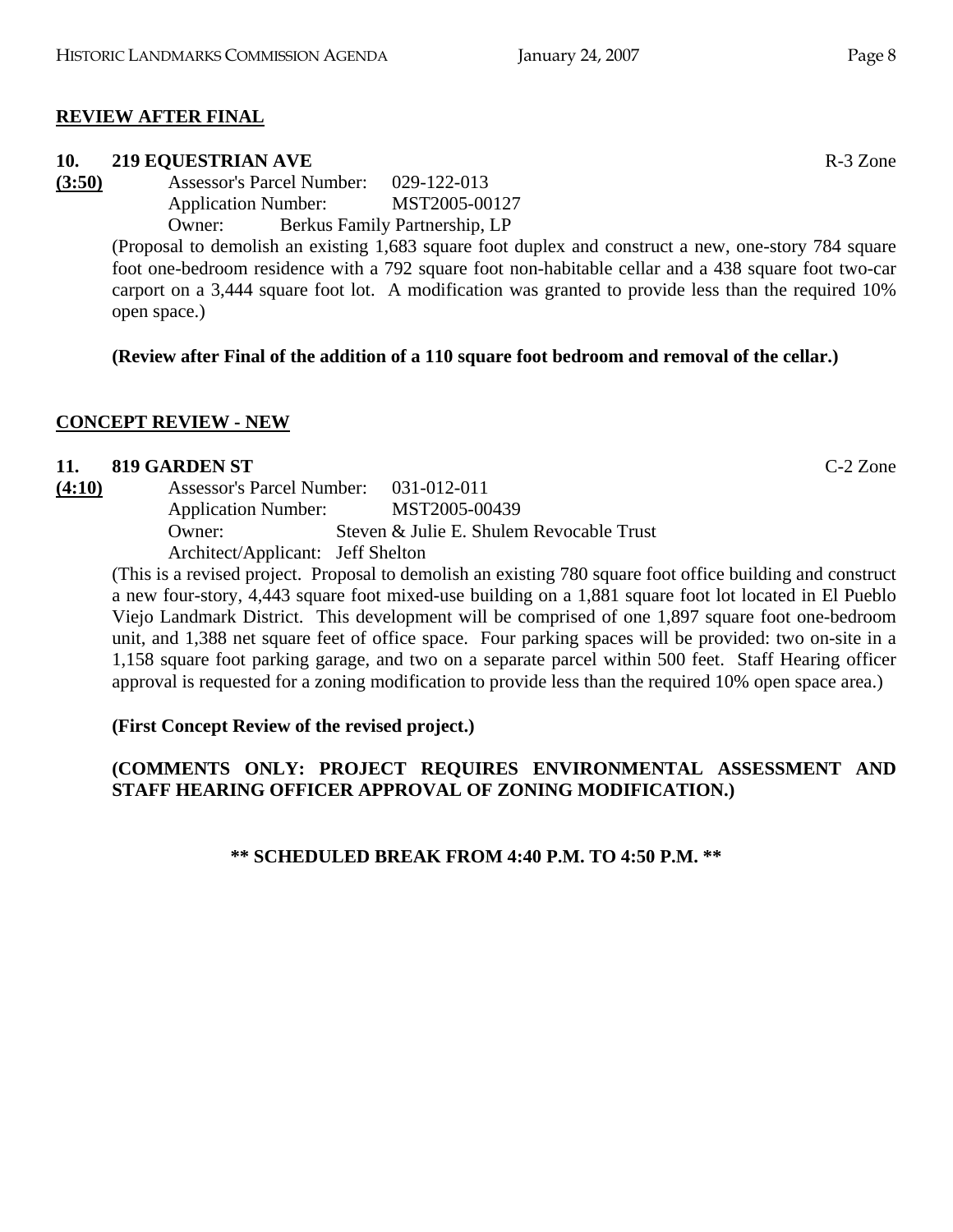## REVIEW AFTER FINAL

**10. 219 EQUESTRIAN AVE** R-3 Zone

**(3:50)** Assessor's Parcel Number: 029-122-013
Application Number: MST2005-00127
Owner: Berkus Family Partnership, LP

(Proposal to demolish an existing 1,683 square foot duplex and construct a new, one-story 784 square foot one-bedroom residence with a 792 square foot non-habitable cellar and a 438 square foot two-car carport on a 3,444 square foot lot. A modification was granted to provide less than the required 10% open space.)

**(Review after Final of the addition of a 110 square foot bedroom and removal of the cellar.)**

## CONCEPT REVIEW - NEW

**11. 819 GARDEN ST** C-2 Zone

**(4:10)** Assessor's Parcel Number: 031-012-011
Application Number: MST2005-00439
Owner: Steven & Julie E. Shulem Revocable Trust
Architect/Applicant: Jeff Shelton

(This is a revised project. Proposal to demolish an existing 780 square foot office building and construct a new four-story, 4,443 square foot mixed-use building on a 1,881 square foot lot located in El Pueblo Viejo Landmark District. This development will be comprised of one 1,897 square foot one-bedroom unit, and 1,388 net square feet of office space. Four parking spaces will be provided: two on-site in a 1,158 square foot parking garage, and two on a separate parcel within 500 feet. Staff Hearing officer approval is requested for a zoning modification to provide less than the required 10% open space area.)

**(First Concept Review of the revised project.)**

**(COMMENTS ONLY: PROJECT REQUIRES ENVIRONMENTAL ASSESSMENT AND STAFF HEARING OFFICER APPROVAL OF ZONING MODIFICATION.)**

**\*\* SCHEDULED BREAK FROM 4:40 P.M. TO 4:50 P.M. \*\***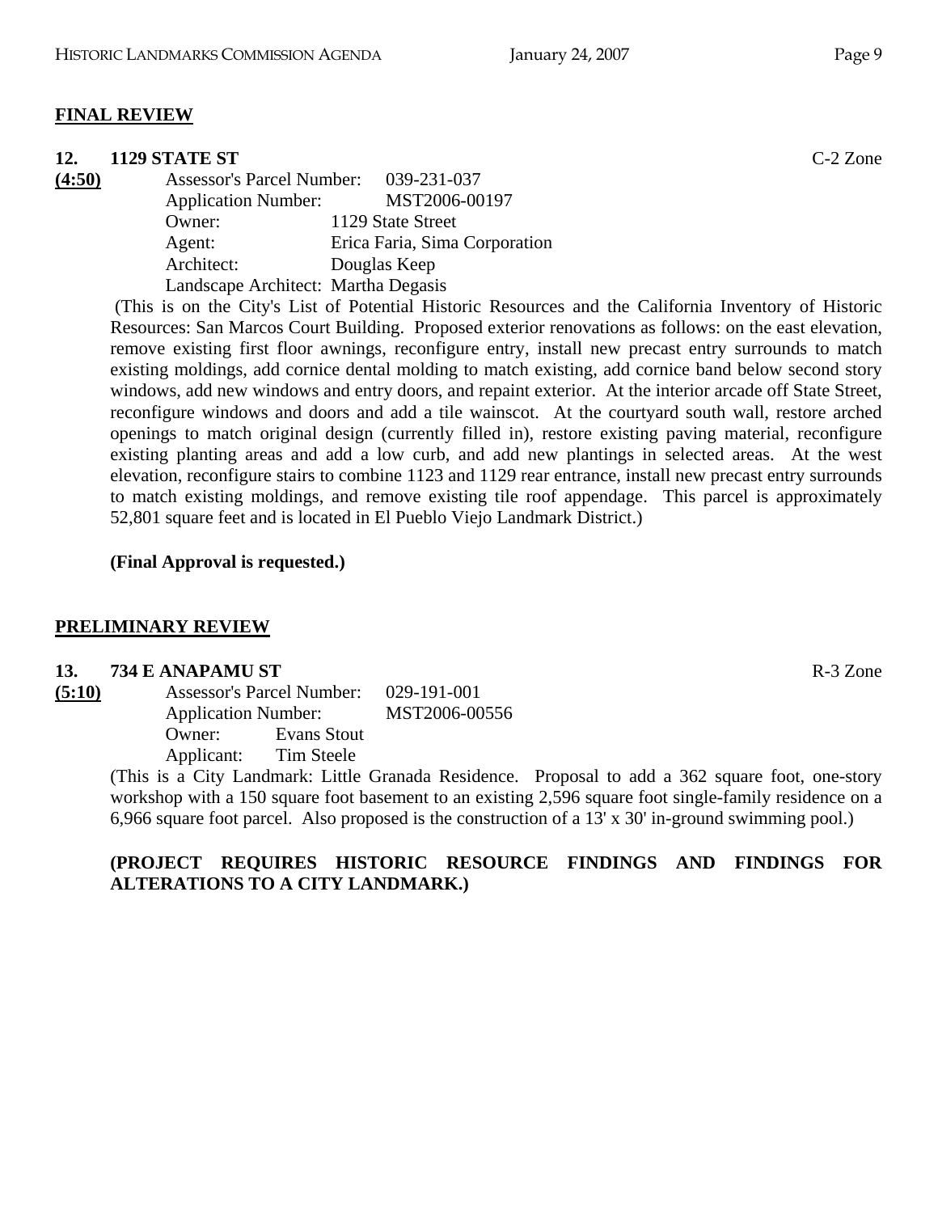**FINAL REVIEW**

**12. 1129 STATE ST** C-2 Zone

**(4:50)**

Assessor's Parcel Number: 039-231-037
Application Number: MST2006-00197
Owner: 1129 State Street
Agent: Erica Faria, Sima Corporation
Architect: Douglas Keep
Landscape Architect: Martha Degasis

(This is on the City's List of Potential Historic Resources and the California Inventory of Historic Resources: San Marcos Court Building. Proposed exterior renovations as follows: on the east elevation, remove existing first floor awnings, reconfigure entry, install new precast entry surrounds to match existing moldings, add cornice dental molding to match existing, add cornice band below second story windows, add new windows and entry doors, and repaint exterior. At the interior arcade off State Street, reconfigure windows and doors and add a tile wainscot. At the courtyard south wall, restore arched openings to match original design (currently filled in), restore existing paving material, reconfigure existing planting areas and add a low curb, and add new plantings in selected areas. At the west elevation, reconfigure stairs to combine 1123 and 1129 rear entrance, install new precast entry surrounds to match existing moldings, and remove existing tile roof appendage. This parcel is approximately 52,801 square feet and is located in El Pueblo Viejo Landmark District.)

**(Final Approval is requested.)**

**PRELIMINARY REVIEW**

**13. 734 E ANAPAMU ST** R-3 Zone

**(5:10)**

Assessor's Parcel Number: 029-191-001
Application Number: MST2006-00556
Owner: Evans Stout
Applicant: Tim Steele

(This is a City Landmark: Little Granada Residence. Proposal to add a 362 square foot, one-story workshop with a 150 square foot basement to an existing 2,596 square foot single-family residence on a 6,966 square foot parcel. Also proposed is the construction of a 13' x 30' in-ground swimming pool.)

**(PROJECT REQUIRES HISTORIC RESOURCE FINDINGS AND FINDINGS FOR ALTERATIONS TO A CITY LANDMARK.)**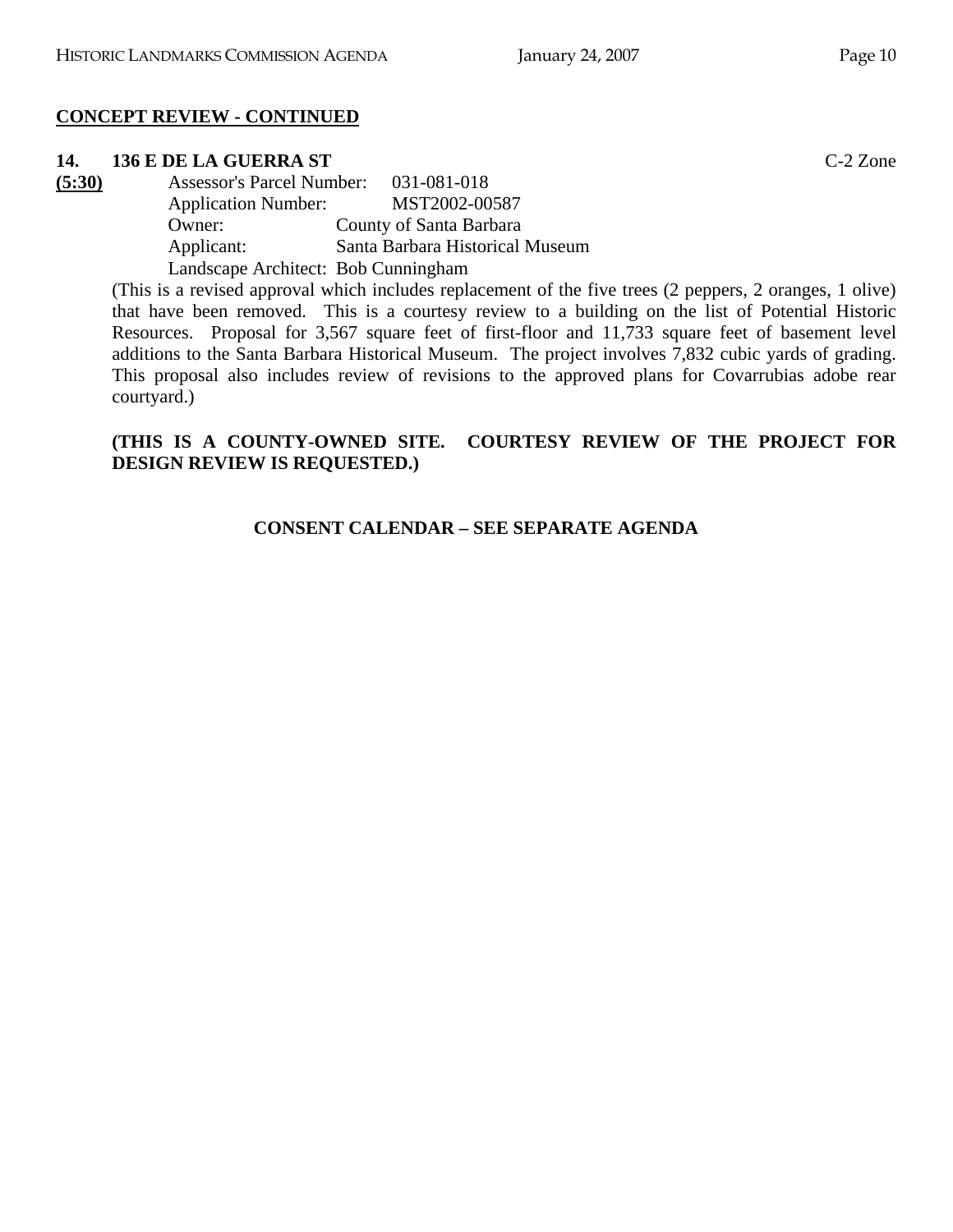**CONCEPT REVIEW - CONTINUED**

**14. 136 E DE LA GUERRA ST** C-2 Zone

**(5:30)**

Assessor's Parcel Number: 031-081-018
Application Number: MST2002-00587
Owner: County of Santa Barbara
Applicant: Santa Barbara Historical Museum
Landscape Architect: Bob Cunningham

(This is a revised approval which includes replacement of the five trees (2 peppers, 2 oranges, 1 olive) that have been removed. This is a courtesy review to a building on the list of Potential Historic Resources. Proposal for 3,567 square feet of first-floor and 11,733 square feet of basement level additions to the Santa Barbara Historical Museum. The project involves 7,832 cubic yards of grading. This proposal also includes review of revisions to the approved plans for Covarrubias adobe rear courtyard.)

**(THIS IS A COUNTY-OWNED SITE. COURTESY REVIEW OF THE PROJECT FOR DESIGN REVIEW IS REQUESTED.)**

**CONSENT CALENDAR – SEE SEPARATE AGENDA**